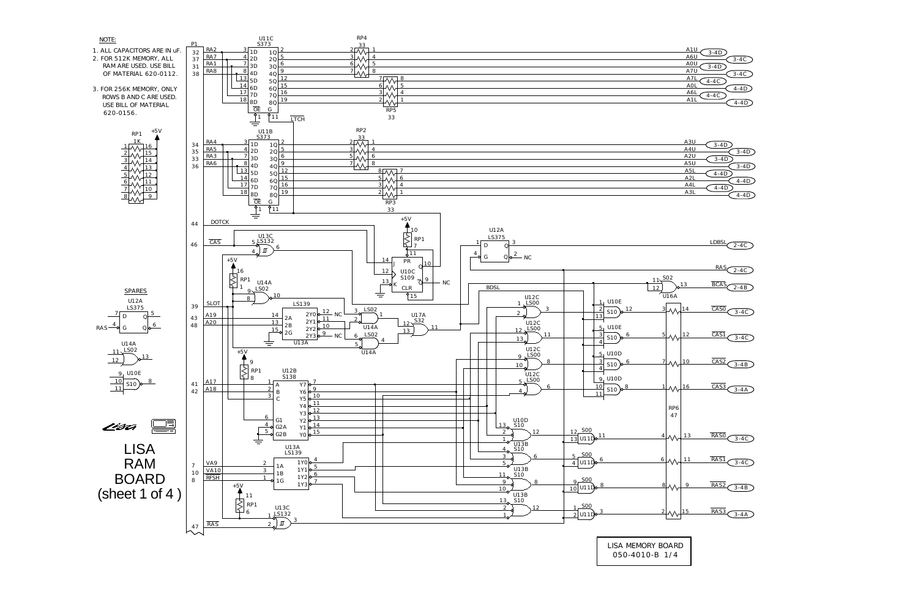NOTE:

1. ALL CAPACITORS ARE IN uF.
2. FOR 512K MEMORY, ALL RAM ARE USED. USE BILL OF MATERIAL 620-0112.
3. FOR 256K MEMORY, ONLY ROWS B AND C ARE USED. USE BILL OF MATERIAL 620-0156.

SPARES

# LISA RAM BOARD (sheet 1 of 4 )

LISA MEMORY BOARD
050-4010-B 1/4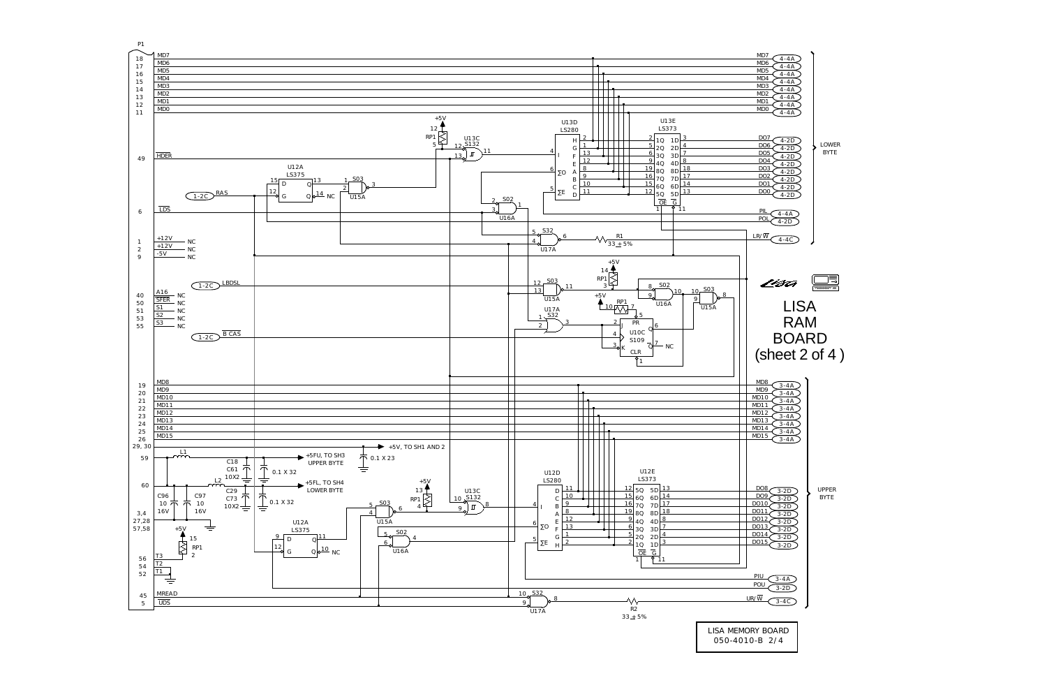# LISA RAM BOARD (sheet 2 of 4)

LISA MEMORY BOARD
050-4010-B 2/4

P1

| Pin | Signal |
| --- | --- |
| 18 | MD7 |
| 17 | MD6 |
| 16 | MD5 |
| 15 | MD4 |
| 14 | MD3 |
| 13 | MD2 |
| 12 | MD1 |
| 11 | MD0 |
| 49 | HDER |
| 6 | LDS |
| 1 | +12V NC |
| 2 | +12V NC |
| 9 | -5V NC |
| 40 | A16 NC |
| 50 | SFER NC |
| 51 | S1 NC |
| 53 | S2 NC |
| 55 | S3 NC |
| 19 | MD8 |
| 20 | MD9 |
| 21 | MD10 |
| 22 | MD11 |
| 23 | MD12 |
| 24 | MD13 |
| 25 | MD14 |
| 26 | MD15 |
| 29, 30 | +5V, TO SH1 AND 2 |
| 59 | +5FU, TO SH3 UPPER BYTE |
| 60 | +5FL, TO SH4 LOWER BYTE |
| 3,4, 27,28, 57,58 | GND |
| 56 | T3 |
| 54 | T2 |
| 52 | T1 |
| 45 | MREAD |
| 5 | UDS |

LOWER BYTE:
- MD7–MD0 (4-4A)
- DO7–DO0 (4-2D)
- PIL (4-4A)
- POL (4-2D)
- LR/W (4-4C)

UPPER BYTE:
- MD8–MD15 (3-4A)
- DO8–DO15 (3-2D)
- PIU (3-4A)
- POU (3-2D)
- UR/W (3-4C)

Inputs: RAS (1-2C), LBDSL (1-2C), B CAS (1-2C)

Components: U13D LS280, U13E LS373, U13C S132, U12A LS375, U15A S03, U16A S02, U17A S32, U10C S109, U12D LS280, U12E LS373, RP1, R1 33 ± 5%, R2 33 ± 5%, L1, L2, C18 C61 10X2, C29 C73 10X2, C96 10 16V, C97 10 16V, 0.1 X 32, 0.1 X 23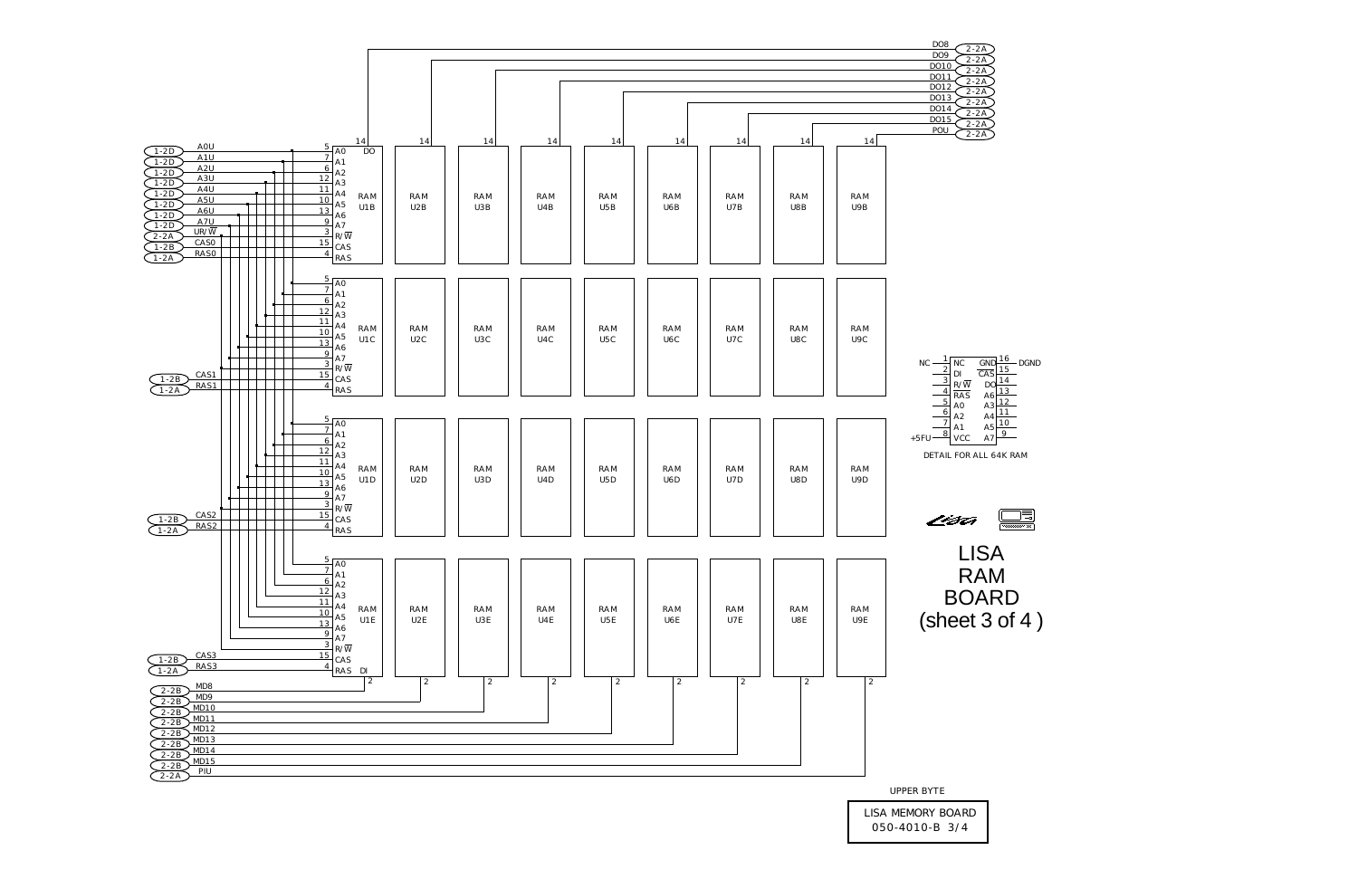# LISA RAM BOARD (sheet 3 of 4)

UPPER BYTE

**Input signals (left side):**

| Signal | Sheet ref | Pin |
|---|---|---|
| A0U | 1-2D | 5 (A0) |
| A1U | 1-2D | 7 (A1) |
| A2U | 1-2D | 6 (A2) |
| A3U | 1-2D | 12 (A3) |
| A4U | 1-2D | 11 (A4) |
| A5U | 1-2D | 10 (A5) |
| A6U | 1-2D | 13 (A6) |
| A7U | 1-2D | 9 (A7) |
| UR/W̄ | 2-2A | 3 (R/W̄) |
| CAS0 | 1-2B | 15 (CAS), row B |
| RAS0 | 1-2A | 4 (RAS), row B |
| CAS1 | 1-2B | 15 (CAS), row C |
| RAS1 | 1-2A | 4 (RAS), row C |
| CAS2 | 1-2B | 15 (CAS), row D |
| RAS2 | 1-2A | 4 (RAS), row D |
| CAS3 | 1-2B | 15 (CAS), row E |
| RAS3 | 1-2A | 4 (RAS), row E |

**RAM array:**

| Row | | | | | | | | | |
|---|---|---|---|---|---|---|---|---|---|
| B | U1B | U2B | U3B | U4B | U5B | U6B | U7B | U8B | U9B |
| C | U1C | U2C | U3C | U4C | U5C | U6C | U7C | U8C | U9C |
| D | U1D | U2D | U3D | U4D | U5D | U6D | U7D | U8D | U9D |
| E | U1E | U2E | U3E | U4E | U5E | U6E | U7E | U8E | U9E |

**Data outputs (pin 14, DO):**

| Column | Signal | Sheet ref |
|---|---|---|
| U1 | DO8 | 2-2A |
| U2 | DO9 | 2-2A |
| U3 | DO10 | 2-2A |
| U4 | DO11 | 2-2A |
| U5 | DO12 | 2-2A |
| U6 | DO13 | 2-2A |
| U7 | DO14 | 2-2A |
| U8 | DO15 | 2-2A |
| U9 | POU | 2-2A |

**Data inputs (pin 2, DI):**

| Column | Signal | Sheet ref |
|---|---|---|
| U1 | MD8 | 2-2B |
| U2 | MD9 | 2-2B |
| U3 | MD10 | 2-2B |
| U4 | MD11 | 2-2B |
| U5 | MD12 | 2-2B |
| U6 | MD13 | 2-2B |
| U7 | MD14 | 2-2B |
| U8 | MD15 | 2-2B |
| U9 | PIU | 2-2A |

**DETAIL FOR ALL 64K RAM**

| Pin | Name | Name | Pin |
|---|---|---|---|
| 1 | NC (NC) | GND (DGND) | 16 |
| 2 | DI | CAS̄ | 15 |
| 3 | R/W̄ | DO | 14 |
| 4 | RAS̄ | A6 | 13 |
| 5 | A0 | A3 | 12 |
| 6 | A2 | A4 | 11 |
| 7 | A1 | A5 | 10 |
| 8 | VCC (+5FU) | A7 | 9 |

LISA MEMORY BOARD
050-4010-B 3/4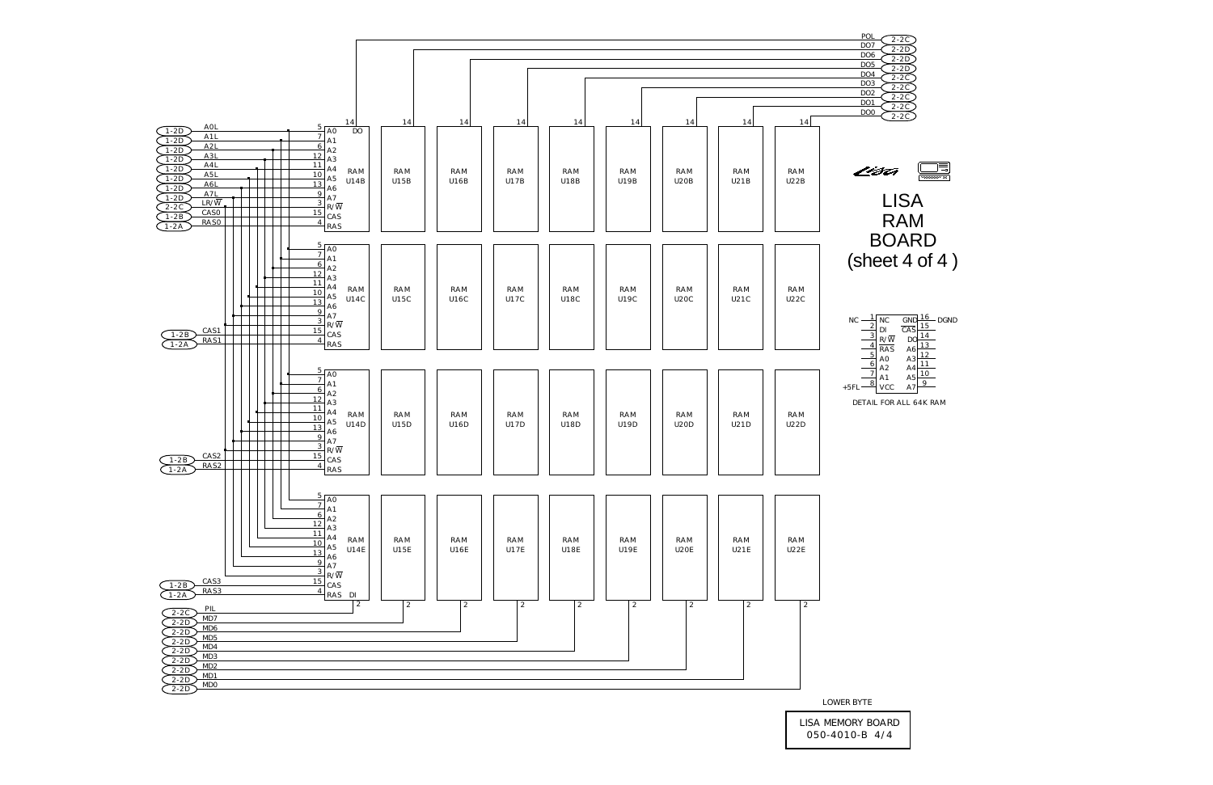# LISA RAM BOARD (sheet 4 of 4 )

A0L 1-2D
A1L 1-2D
A2L 1-2D
A3L 1-2D
A4L 1-2D
A5L 1-2D
A6L 1-2D
A7L 1-2D
LR/W 2-2C
CAS0 1-2B
RAS0 1-2A
CAS1 1-2B
RAS1 1-2A
CAS2 1-2B
RAS2 1-2A
CAS3 1-2B
RAS3 1-2A

PIL 2-2C
MD7 2-2D
MD6 2-2D
MD5 2-2D
MD4 2-2D
MD3 2-2D
MD2 2-2D
MD1 2-2D
MD0 2-2D

POL 2-2C
DO7 2-2D
DO6 2-2D
DO5 2-2D
DO4 2-2C
DO3 2-2C
DO2 2-2C
DO1 2-2C
DO0 2-2C

RAM U14B, RAM U15B, RAM U16B, RAM U17B, RAM U18B, RAM U19B, RAM U20B, RAM U21B, RAM U22B

RAM U14C, RAM U15C, RAM U16C, RAM U17C, RAM U18C, RAM U19C, RAM U20C, RAM U21C, RAM U22C

RAM U14D, RAM U15D, RAM U16D, RAM U17D, RAM U18D, RAM U19D, RAM U20D, RAM U21D, RAM U22D

RAM U14E, RAM U15E, RAM U16E, RAM U17E, RAM U18E, RAM U19E, RAM U20E, RAM U21E, RAM U22E

Pins: 5 A0, 7 A1, 6 A2, 12 A3, 11 A4, 10 A5, 13 A6, 9 A7, 3 R/W, 15 CAS, 4 RAS, 14 DO, 2 DI

| Pin | Signal | Signal | Pin |
|---|---|---|---|
| 1 | NC | GND | 16 |
| 2 | DI | CAS | 15 |
| 3 | R/W | DO | 14 |
| 4 | RAS | A6 | 13 |
| 5 | A0 | A3 | 12 |
| 6 | A2 | A4 | 11 |
| 7 | A1 | A5 | 10 |
| 8 | VCC | A7 | 9 |

NC — pin 1; +5FL — pin 8; DGND — pin 16

DETAIL FOR ALL 64K RAM

LOWER BYTE

LISA MEMORY BOARD
050-4010-B 4/4